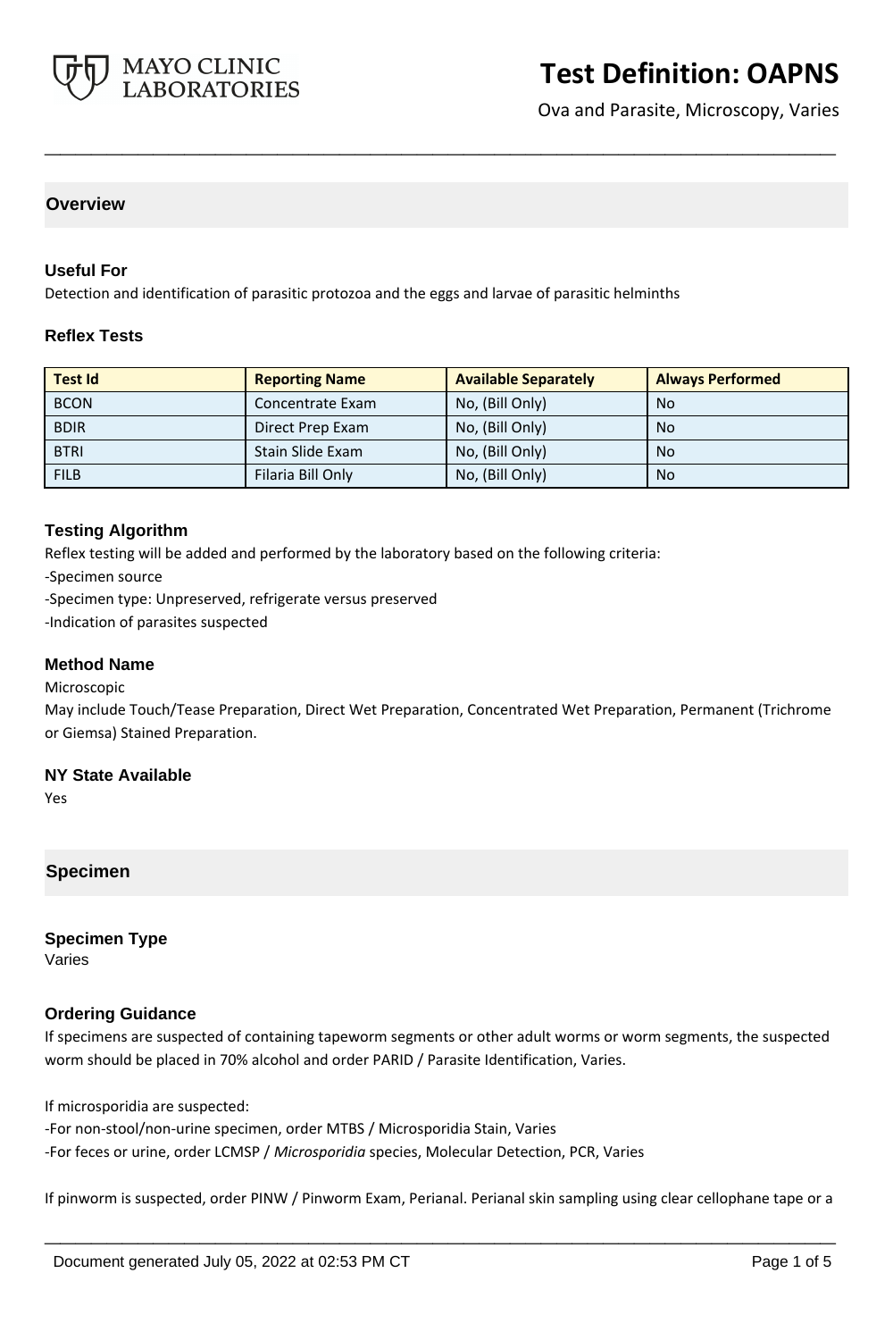# Test Definition: OAPNS

Ova and Parasite, Microscopy, Varies

## Overview

### Useful For

Detection and identification of parasitic protozoa and the eggs and larvae of parasitic helminths

### Reflex Tests

| Test Id | Reporting Name | Available Separately | Always Performed |
|---|---|---|---|
| BCON | Concentrate Exam | No, (Bill Only) | No |
| BDIR | Direct Prep Exam | No, (Bill Only) | No |
| BTRI | Stain Slide Exam | No, (Bill Only) | No |
| FILB | Filaria Bill Only | No, (Bill Only) | No |

### Testing Algorithm

Reflex testing will be added and performed by the laboratory based on the following criteria:

-Specimen source

-Specimen type: Unpreserved, refrigerate versus preserved

-Indication of parasites suspected

### Method Name

Microscopic

May include Touch/Tease Preparation, Direct Wet Preparation, Concentrated Wet Preparation, Permanent (Trichrome or Giemsa) Stained Preparation.

### NY State Available

Yes

## Specimen

### Specimen Type

Varies

### Ordering Guidance

If specimens are suspected of containing tapeworm segments or other adult worms or worm segments, the suspected worm should be placed in 70% alcohol and order PARID / Parasite Identification, Varies.

If microsporidia are suspected:

-For non-stool/non-urine specimen, order MTBS / Microsporidia Stain, Varies

-For feces or urine, order LCMSP / *Microsporidia* species, Molecular Detection, PCR, Varies

If pinworm is suspected, order PINW / Pinworm Exam, Perianal. Perianal skin sampling using clear cellophane tape or a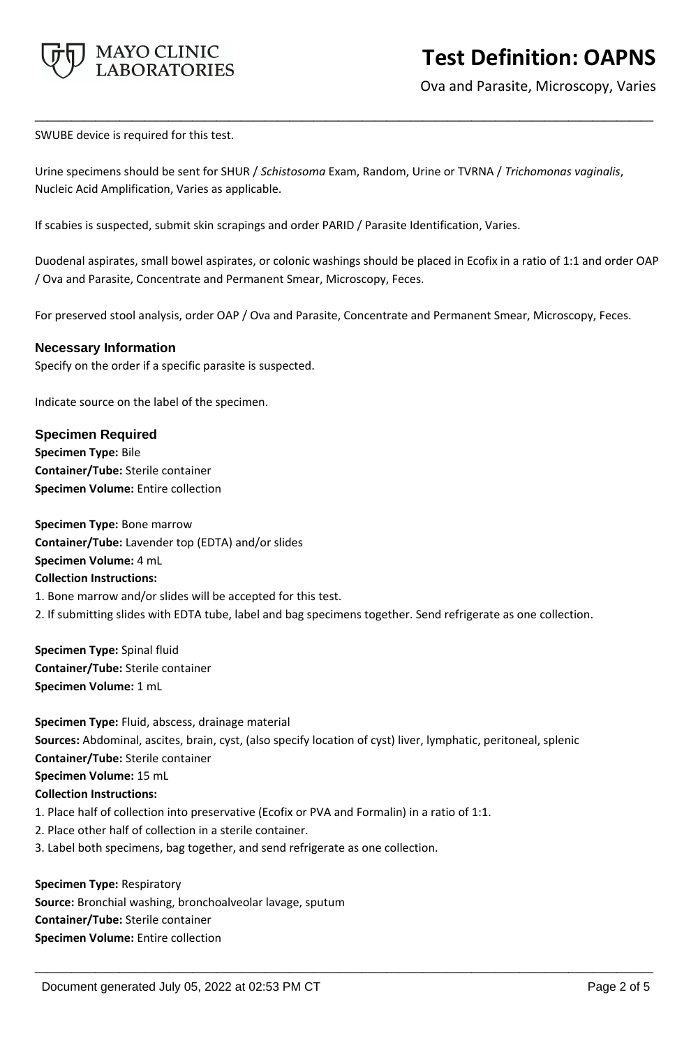SWUBE device is required for this test.

Urine specimens should be sent for SHUR / *Schistosoma* Exam, Random, Urine or TVRNA / *Trichomonas vaginalis*, Nucleic Acid Amplification, Varies as applicable.

If scabies is suspected, submit skin scrapings and order PARID / Parasite Identification, Varies.

Duodenal aspirates, small bowel aspirates, or colonic washings should be placed in Ecofix in a ratio of 1:1 and order OAP / Ova and Parasite, Concentrate and Permanent Smear, Microscopy, Feces.

For preserved stool analysis, order OAP / Ova and Parasite, Concentrate and Permanent Smear, Microscopy, Feces.

### Necessary Information

Specify on the order if a specific parasite is suspected.

Indicate source on the label of the specimen.

### Specimen Required

**Specimen Type:** Bile
**Container/Tube:** Sterile container
**Specimen Volume:** Entire collection

**Specimen Type:** Bone marrow
**Container/Tube:** Lavender top (EDTA) and/or slides
**Specimen Volume:** 4 mL
**Collection Instructions:**
1. Bone marrow and/or slides will be accepted for this test.
2. If submitting slides with EDTA tube, label and bag specimens together. Send refrigerate as one collection.

**Specimen Type:** Spinal fluid
**Container/Tube:** Sterile container
**Specimen Volume:** 1 mL

**Specimen Type:** Fluid, abscess, drainage material
**Sources:** Abdominal, ascites, brain, cyst, (also specify location of cyst) liver, lymphatic, peritoneal, splenic
**Container/Tube:** Sterile container
**Specimen Volume:** 15 mL
**Collection Instructions:**
1. Place half of collection into preservative (Ecofix or PVA and Formalin) in a ratio of 1:1.
2. Place other half of collection in a sterile container.
3. Label both specimens, bag together, and send refrigerate as one collection.

**Specimen Type:** Respiratory
**Source:** Bronchial washing, bronchoalveolar lavage, sputum
**Container/Tube:** Sterile container
**Specimen Volume:** Entire collection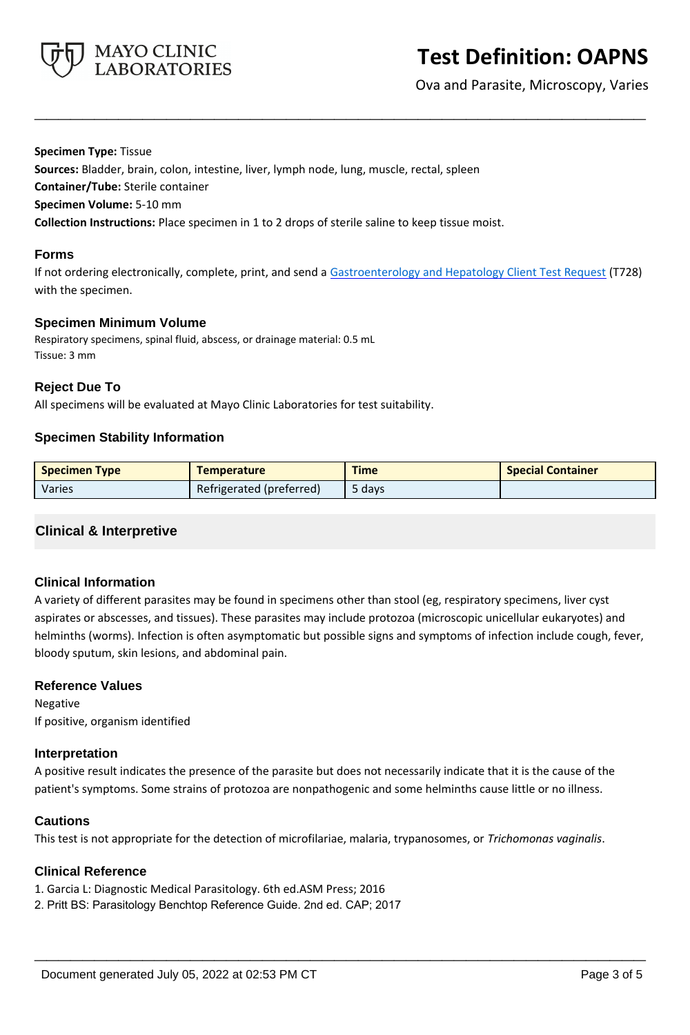**Specimen Type:** Tissue
**Sources:** Bladder, brain, colon, intestine, liver, lymph node, lung, muscle, rectal, spleen
**Container/Tube:** Sterile container
**Specimen Volume:** 5-10 mm
**Collection Instructions:** Place specimen in 1 to 2 drops of sterile saline to keep tissue moist.

### Forms

If not ordering electronically, complete, print, and send a Gastroenterology and Hepatology Client Test Request (T728) with the specimen.

### Specimen Minimum Volume

Respiratory specimens, spinal fluid, abscess, or drainage material: 0.5 mL
Tissue: 3 mm

### Reject Due To

All specimens will be evaluated at Mayo Clinic Laboratories for test suitability.

### Specimen Stability Information

| Specimen Type | Temperature | Time | Special Container |
| --- | --- | --- | --- |
| Varies | Refrigerated (preferred) | 5 days | |

## Clinical & Interpretive

### Clinical Information

A variety of different parasites may be found in specimens other than stool (eg, respiratory specimens, liver cyst aspirates or abscesses, and tissues). These parasites may include protozoa (microscopic unicellular eukaryotes) and helminths (worms). Infection is often asymptomatic but possible signs and symptoms of infection include cough, fever, bloody sputum, skin lesions, and abdominal pain.

### Reference Values

Negative
If positive, organism identified

### Interpretation

A positive result indicates the presence of the parasite but does not necessarily indicate that it is the cause of the patient's symptoms. Some strains of protozoa are nonpathogenic and some helminths cause little or no illness.

### Cautions

This test is not appropriate for the detection of microfilariae, malaria, trypanosomes, or *Trichomonas vaginalis*.

### Clinical Reference

1. Garcia L: Diagnostic Medical Parasitology. 6th ed.ASM Press; 2016
2. Pritt BS: Parasitology Benchtop Reference Guide. 2nd ed. CAP; 2017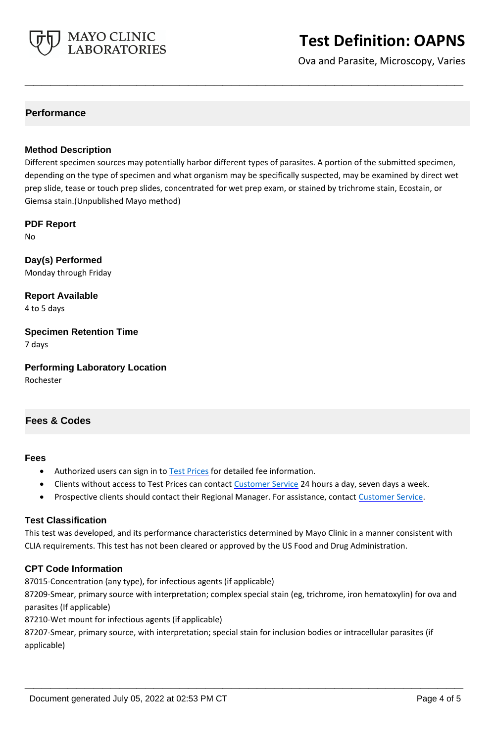## Performance

### Method Description

Different specimen sources may potentially harbor different types of parasites. A portion of the submitted specimen, depending on the type of specimen and what organism may be specifically suspected, may be examined by direct wet prep slide, tease or touch prep slides, concentrated for wet prep exam, or stained by trichrome stain, Ecostain, or Giemsa stain.(Unpublished Mayo method)

### PDF Report

No

### Day(s) Performed

Monday through Friday

### Report Available

4 to 5 days

### Specimen Retention Time

7 days

### Performing Laboratory Location

Rochester

## Fees & Codes

### Fees

- Authorized users can sign in to Test Prices for detailed fee information.
- Clients without access to Test Prices can contact Customer Service 24 hours a day, seven days a week.
- Prospective clients should contact their Regional Manager. For assistance, contact Customer Service.

### Test Classification

This test was developed, and its performance characteristics determined by Mayo Clinic in a manner consistent with CLIA requirements. This test has not been cleared or approved by the US Food and Drug Administration.

### CPT Code Information

87015-Concentration (any type), for infectious agents (if applicable)
87209-Smear, primary source with interpretation; complex special stain (eg, trichrome, iron hematoxylin) for ova and parasites (If applicable)
87210-Wet mount for infectious agents (if applicable)
87207-Smear, primary source, with interpretation; special stain for inclusion bodies or intracellular parasites (if applicable)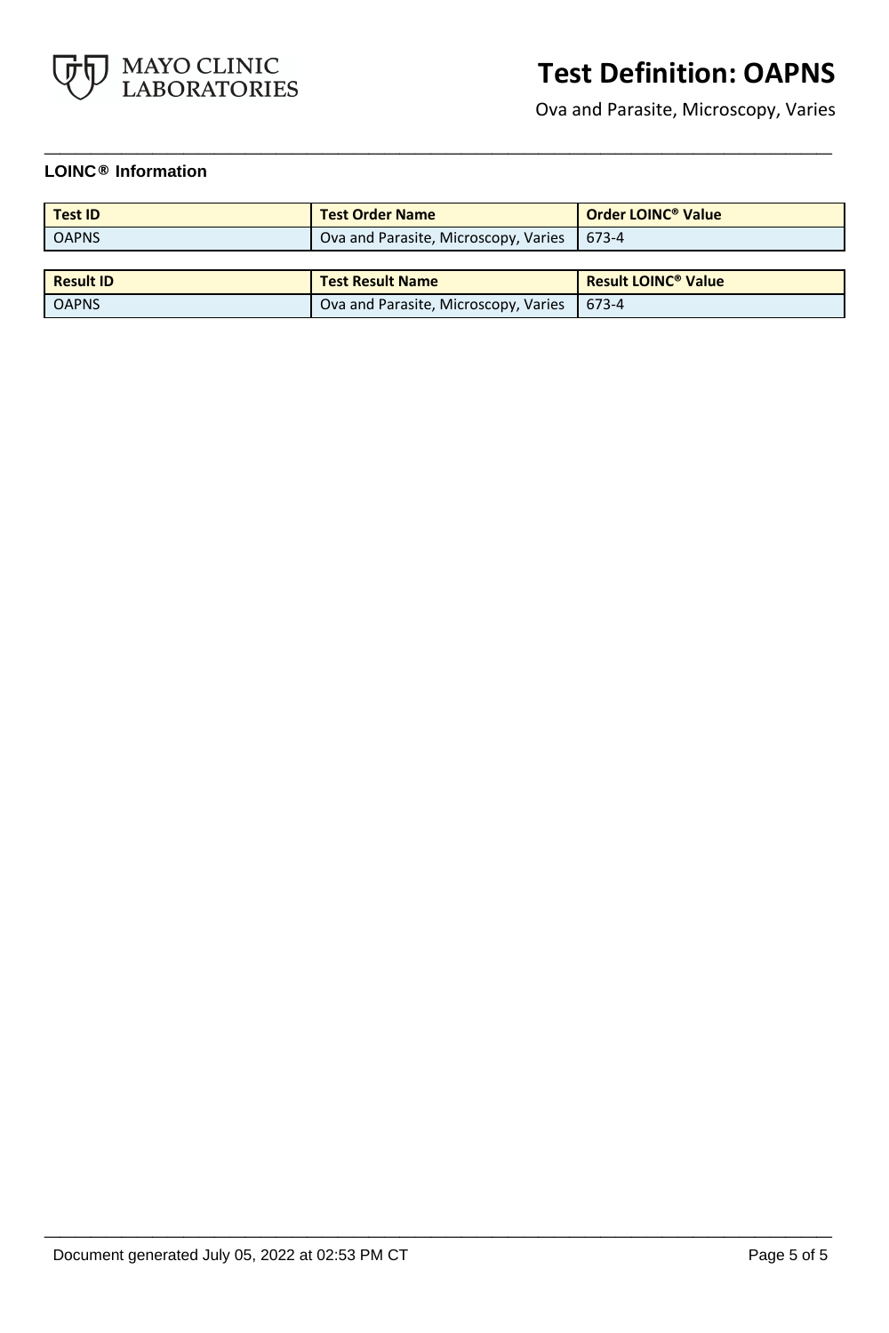**LOINC® Information**

| Test ID | Test Order Name | Order LOINC® Value |
|---|---|---|
| OAPNS | Ova and Parasite, Microscopy, Varies | 673-4 |

| Result ID | Test Result Name | Result LOINC® Value |
|---|---|---|
| OAPNS | Ova and Parasite, Microscopy, Varies | 673-4 |